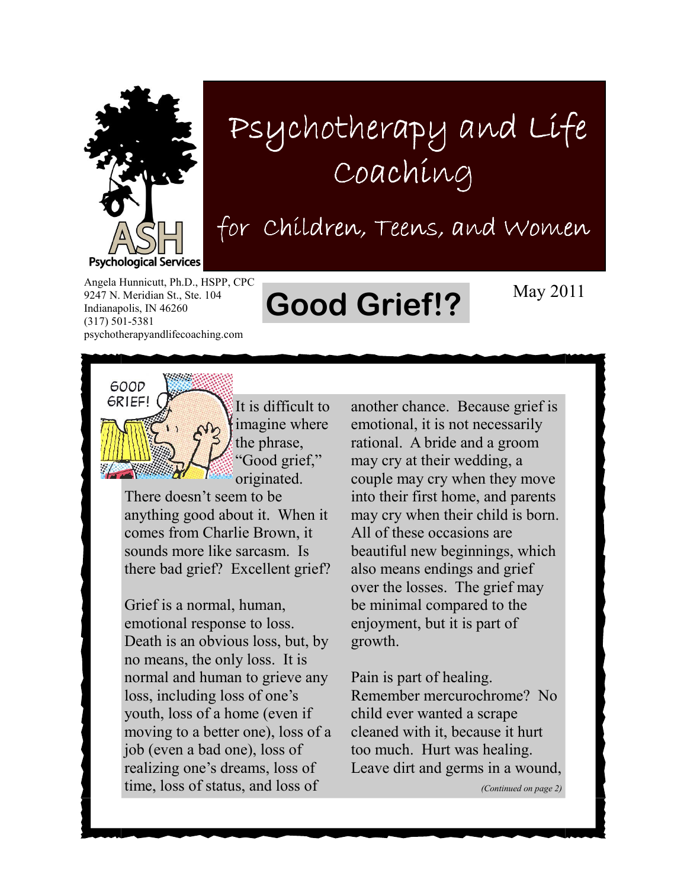ASH Psychological Services

# Psychotherapy and Life Coaching

## for Children, Teens, and Women

Angela Hunnicutt, Ph.D., HSPP, CPC
9247 N. Meridian St., Ste. 104
Indianapolis, IN 46260
(317) 501-5381
psychotherapyandlifecoaching.com

May 2011

# Good Grief!?

It is difficult to imagine where the phrase, "Good grief," originated. There doesn't seem to be anything good about it. When it comes from Charlie Brown, it sounds more like sarcasm. Is there bad grief? Excellent grief?

Grief is a normal, human, emotional response to loss. Death is an obvious loss, but, by no means, the only loss. It is normal and human to grieve any loss, including loss of one's youth, loss of a home (even if moving to a better one), loss of a job (even a bad one), loss of realizing one's dreams, loss of time, loss of status, and loss of another chance. Because grief is emotional, it is not necessarily rational. A bride and a groom may cry at their wedding, a couple may cry when they move into their first home, and parents may cry when their child is born. All of these occasions are beautiful new beginnings, which also means endings and grief over the losses. The grief may be minimal compared to the enjoyment, but it is part of growth.

Pain is part of healing. Remember mercurochrome? No child ever wanted a scrape cleaned with it, because it hurt too much. Hurt was healing. Leave dirt and germs in a wound,

*(Continued on page 2)*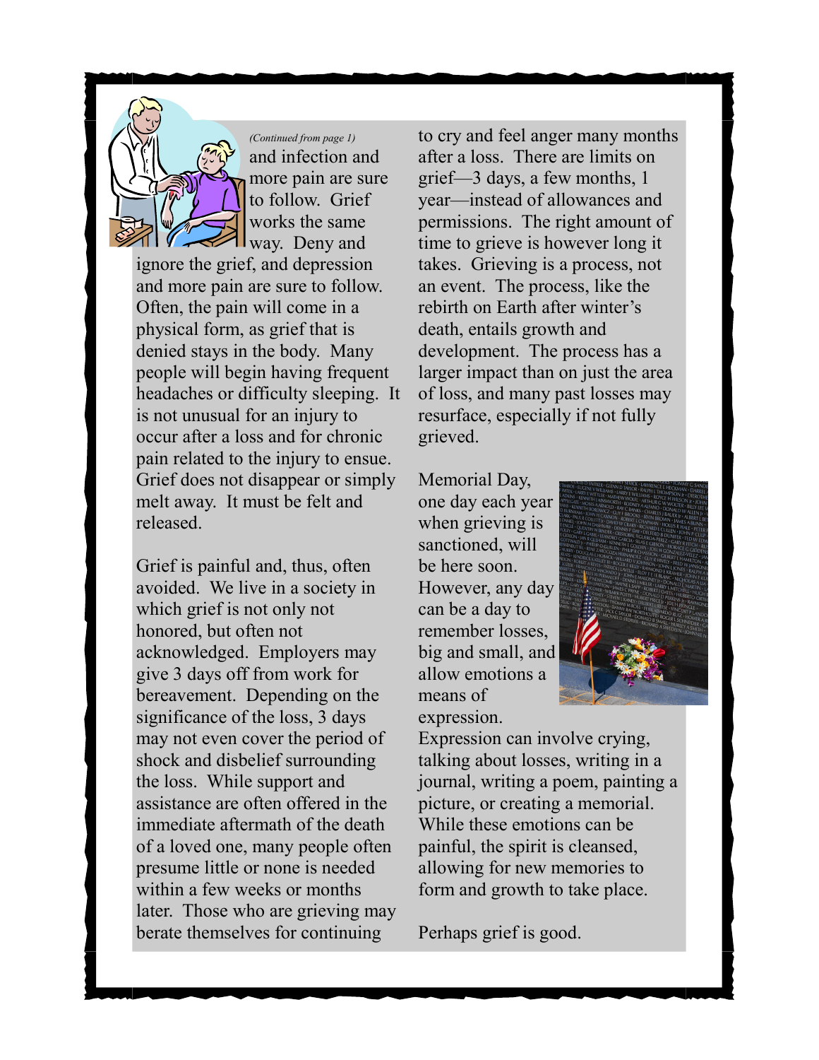*(Continued from page 1)*

and infection and more pain are sure to follow. Grief works the same way. Deny and ignore the grief, and depression and more pain are sure to follow. Often, the pain will come in a physical form, as grief that is denied stays in the body. Many people will begin having frequent headaches or difficulty sleeping. It is not unusual for an injury to occur after a loss and for chronic pain related to the injury to ensue. Grief does not disappear or simply melt away. It must be felt and released.

Grief is painful and, thus, often avoided. We live in a society in which grief is not only not honored, but often not acknowledged. Employers may give 3 days off from work for bereavement. Depending on the significance of the loss, 3 days may not even cover the period of shock and disbelief surrounding the loss. While support and assistance are often offered in the immediate aftermath of the death of a loved one, many people often presume little or none is needed within a few weeks or months later. Those who are grieving may berate themselves for continuing to cry and feel anger many months after a loss. There are limits on grief—3 days, a few months, 1 year—instead of allowances and permissions. The right amount of time to grieve is however long it takes. Grieving is a process, not an event. The process, like the rebirth on Earth after winter's death, entails growth and development. The process has a larger impact than on just the area of loss, and many past losses may resurface, especially if not fully grieved.

Memorial Day, one day each year when grieving is sanctioned, will be here soon. However, any day can be a day to remember losses, big and small, and allow emotions a means of expression. Expression can involve crying, talking about losses, writing in a journal, writing a poem, painting a picture, or creating a memorial. While these emotions can be painful, the spirit is cleansed, allowing for new memories to form and growth to take place.

Perhaps grief is good.